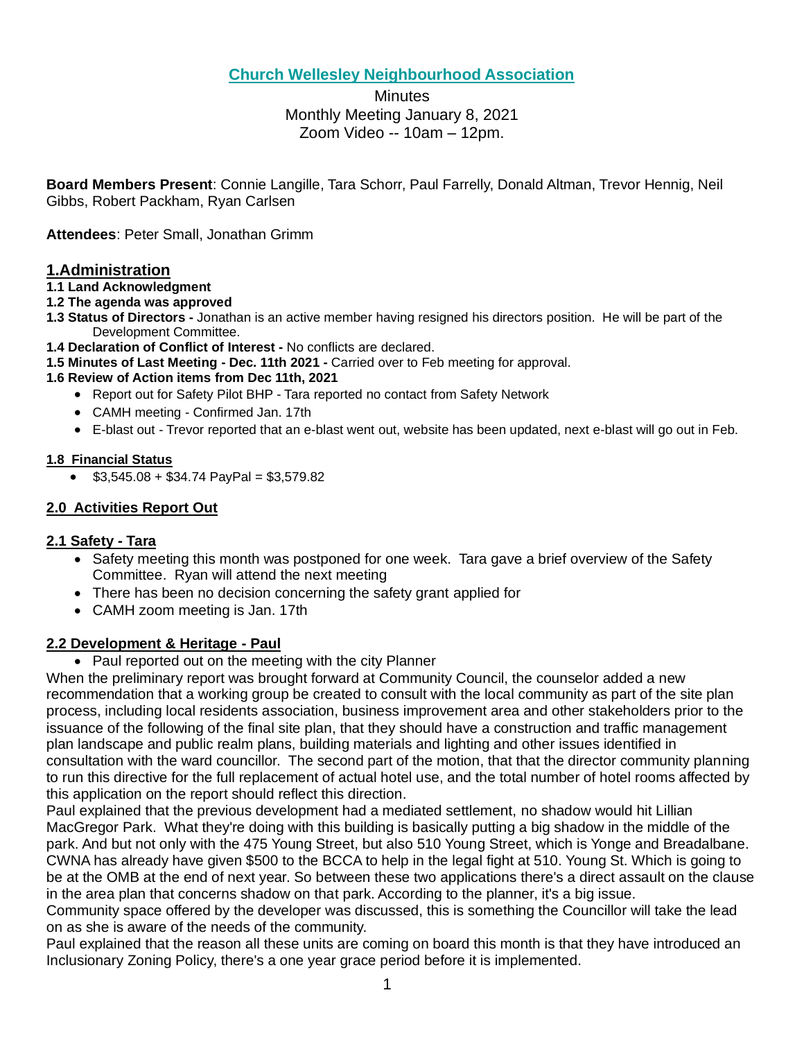# Church Wellesley Neighbourhood Association

Minutes
Monthly Meeting January 8, 2021
Zoom Video -- 10am – 12pm.

**Board Members Present**: Connie Langille, Tara Schorr, Paul Farrelly, Donald Altman, Trevor Hennig, Neil Gibbs, Robert Packham, Ryan Carlsen

**Attendees**: Peter Small, Jonathan Grimm

## 1.Administration

**1.1 Land Acknowledgment**

**1.2 The agenda was approved**

**1.3 Status of Directors -** Jonathan is an active member having resigned his directors position. He will be part of the Development Committee.

**1.4 Declaration of Conflict of Interest -** No conflicts are declared.

**1.5 Minutes of Last Meeting - Dec. 11th 2021 -** Carried over to Feb meeting for approval.

**1.6 Review of Action items from Dec 11th, 2021**

- Report out for Safety Pilot BHP - Tara reported no contact from Safety Network
- CAMH meeting - Confirmed Jan. 17th
- E-blast out - Trevor reported that an e-blast went out, website has been updated, next e-blast will go out in Feb.

### 1.8 Financial Status

- $3,545.08 + $34.74 PayPal = $3,579.82

### 2.0 Activities Report Out

### 2.1 Safety - Tara

- Safety meeting this month was postponed for one week. Tara gave a brief overview of the Safety Committee. Ryan will attend the next meeting
- There has been no decision concerning the safety grant applied for
- CAMH zoom meeting is Jan. 17th

### 2.2 Development & Heritage - Paul

- Paul reported out on the meeting with the city Planner

When the preliminary report was brought forward at Community Council, the counselor added a new recommendation that a working group be created to consult with the local community as part of the site plan process, including local residents association, business improvement area and other stakeholders prior to the issuance of the following of the final site plan, that they should have a construction and traffic management plan landscape and public realm plans, building materials and lighting and other issues identified in consultation with the ward councillor. The second part of the motion, that that the director community planning to run this directive for the full replacement of actual hotel use, and the total number of hotel rooms affected by this application on the report should reflect this direction.

Paul explained that the previous development had a mediated settlement, no shadow would hit Lillian MacGregor Park. What they're doing with this building is basically putting a big shadow in the middle of the park. And but not only with the 475 Young Street, but also 510 Young Street, which is Yonge and Breadalbane. CWNA has already have given $500 to the BCCA to help in the legal fight at 510. Young St. Which is going to be at the OMB at the end of next year. So between these two applications there's a direct assault on the clause in the area plan that concerns shadow on that park. According to the planner, it's a big issue.

Community space offered by the developer was discussed, this is something the Councillor will take the lead on as she is aware of the needs of the community.

Paul explained that the reason all these units are coming on board this month is that they have introduced an Inclusionary Zoning Policy, there's a one year grace period before it is implemented.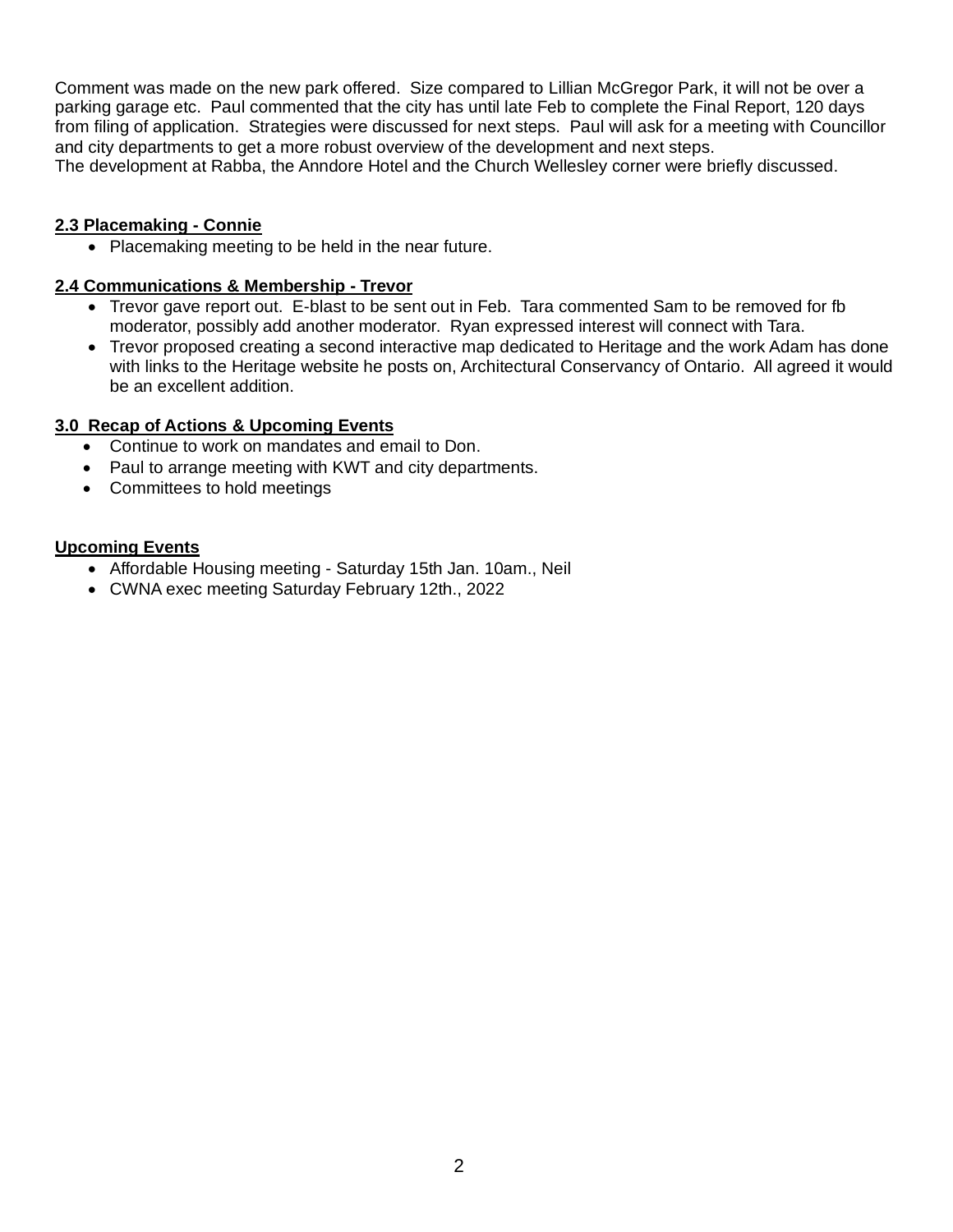Comment was made on the new park offered. Size compared to Lillian McGregor Park, it will not be over a parking garage etc. Paul commented that the city has until late Feb to complete the Final Report, 120 days from filing of application. Strategies were discussed for next steps. Paul will ask for a meeting with Councillor and city departments to get a more robust overview of the development and next steps.
The development at Rabba, the Anndore Hotel and the Church Wellesley corner were briefly discussed.

**2.3 Placemaking - Connie**

- Placemaking meeting to be held in the near future.

**2.4 Communications & Membership - Trevor**

- Trevor gave report out. E-blast to be sent out in Feb. Tara commented Sam to be removed for fb moderator, possibly add another moderator. Ryan expressed interest will connect with Tara.
- Trevor proposed creating a second interactive map dedicated to Heritage and the work Adam has done with links to the Heritage website he posts on, Architectural Conservancy of Ontario. All agreed it would be an excellent addition.

**3.0 Recap of Actions & Upcoming Events**

- Continue to work on mandates and email to Don.
- Paul to arrange meeting with KWT and city departments.
- Committees to hold meetings

**Upcoming Events**

- Affordable Housing meeting - Saturday 15th Jan. 10am., Neil
- CWNA exec meeting Saturday February 12th., 2022